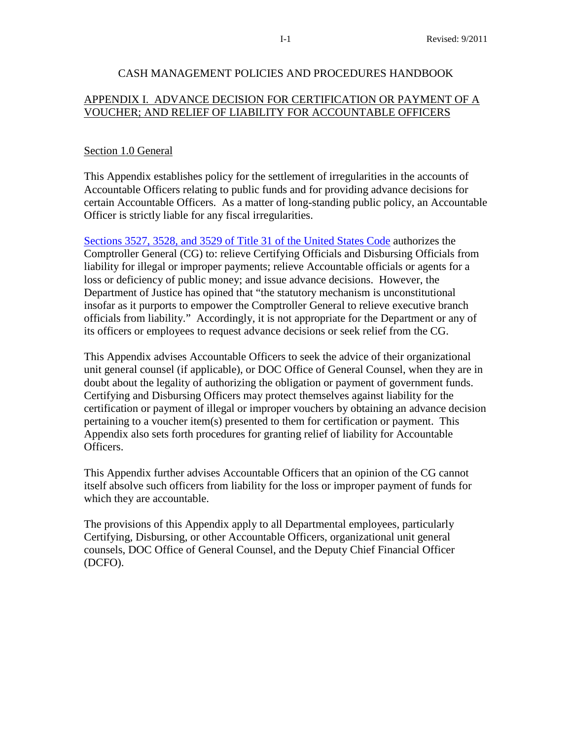# CASH MANAGEMENT POLICIES AND PROCEDURES HANDBOOK

## APPENDIX I. ADVANCE DECISION FOR CERTIFICATION OR PAYMENT OF A VOUCHER; AND RELIEF OF LIABILITY FOR ACCOUNTABLE OFFICERS

### Section 1.0 General

This Appendix establishes policy for the settlement of irregularities in the accounts of Accountable Officers relating to public funds and for providing advance decisions for certain Accountable Officers. As a matter of long-standing public policy, an Accountable Officer is strictly liable for any fiscal irregularities.

Sections 3527, 3528, and 3529 of Title 31 of the United States Code authorizes the Comptroller General (CG) to: relieve Certifying Officials and Disbursing Officials from liability for illegal or improper payments; relieve Accountable officials or agents for a loss or deficiency of public money; and issue advance decisions. However, the Department of Justice has opined that "the statutory mechanism is unconstitutional insofar as it purports to empower the Comptroller General to relieve executive branch officials from liability." Accordingly, it is not appropriate for the Department or any of its officers or employees to request advance decisions or seek relief from the CG.

This Appendix advises Accountable Officers to seek the advice of their organizational unit general counsel (if applicable), or DOC Office of General Counsel, when they are in doubt about the legality of authorizing the obligation or payment of government funds. Certifying and Disbursing Officers may protect themselves against liability for the certification or payment of illegal or improper vouchers by obtaining an advance decision pertaining to a voucher item(s) presented to them for certification or payment. This Appendix also sets forth procedures for granting relief of liability for Accountable Officers.

This Appendix further advises Accountable Officers that an opinion of the CG cannot itself absolve such officers from liability for the loss or improper payment of funds for which they are accountable.

The provisions of this Appendix apply to all Departmental employees, particularly Certifying, Disbursing, or other Accountable Officers, organizational unit general counsels, DOC Office of General Counsel, and the Deputy Chief Financial Officer (DCFO).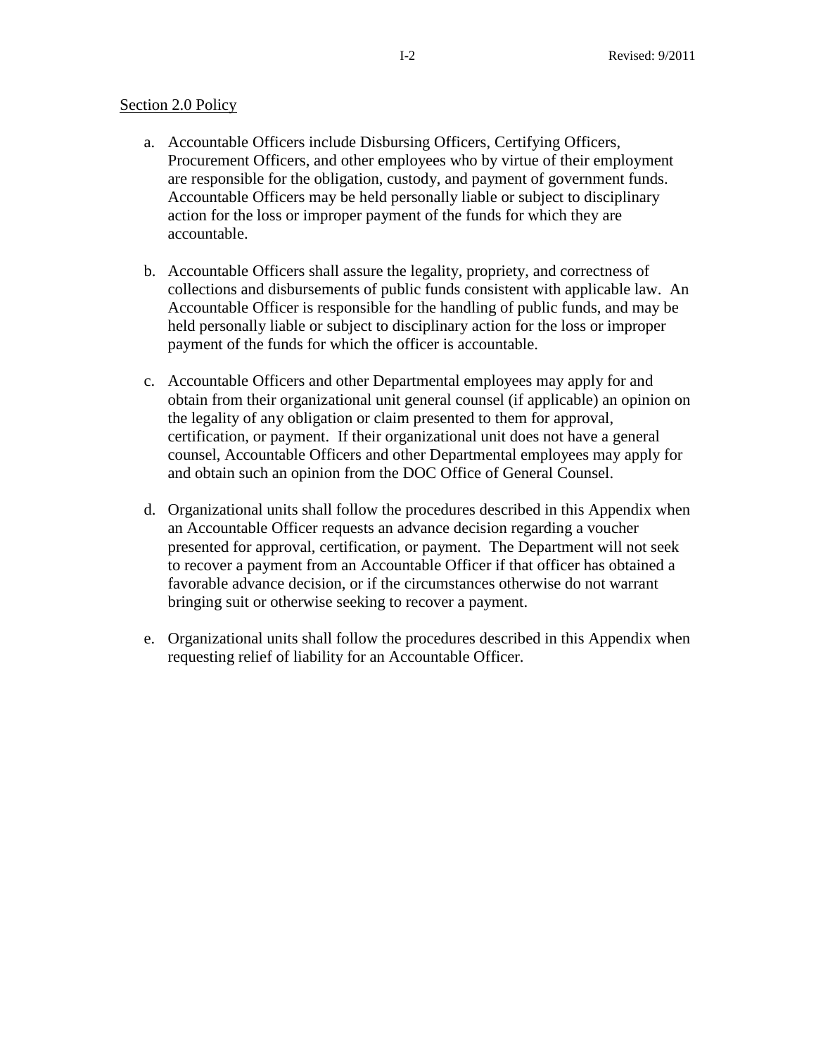## Section 2.0 Policy

a. Accountable Officers include Disbursing Officers, Certifying Officers, Procurement Officers, and other employees who by virtue of their employment are responsible for the obligation, custody, and payment of government funds. Accountable Officers may be held personally liable or subject to disciplinary action for the loss or improper payment of the funds for which they are accountable.

b. Accountable Officers shall assure the legality, propriety, and correctness of collections and disbursements of public funds consistent with applicable law. An Accountable Officer is responsible for the handling of public funds, and may be held personally liable or subject to disciplinary action for the loss or improper payment of the funds for which the officer is accountable.

c. Accountable Officers and other Departmental employees may apply for and obtain from their organizational unit general counsel (if applicable) an opinion on the legality of any obligation or claim presented to them for approval, certification, or payment. If their organizational unit does not have a general counsel, Accountable Officers and other Departmental employees may apply for and obtain such an opinion from the DOC Office of General Counsel.

d. Organizational units shall follow the procedures described in this Appendix when an Accountable Officer requests an advance decision regarding a voucher presented for approval, certification, or payment. The Department will not seek to recover a payment from an Accountable Officer if that officer has obtained a favorable advance decision, or if the circumstances otherwise do not warrant bringing suit or otherwise seeking to recover a payment.

e. Organizational units shall follow the procedures described in this Appendix when requesting relief of liability for an Accountable Officer.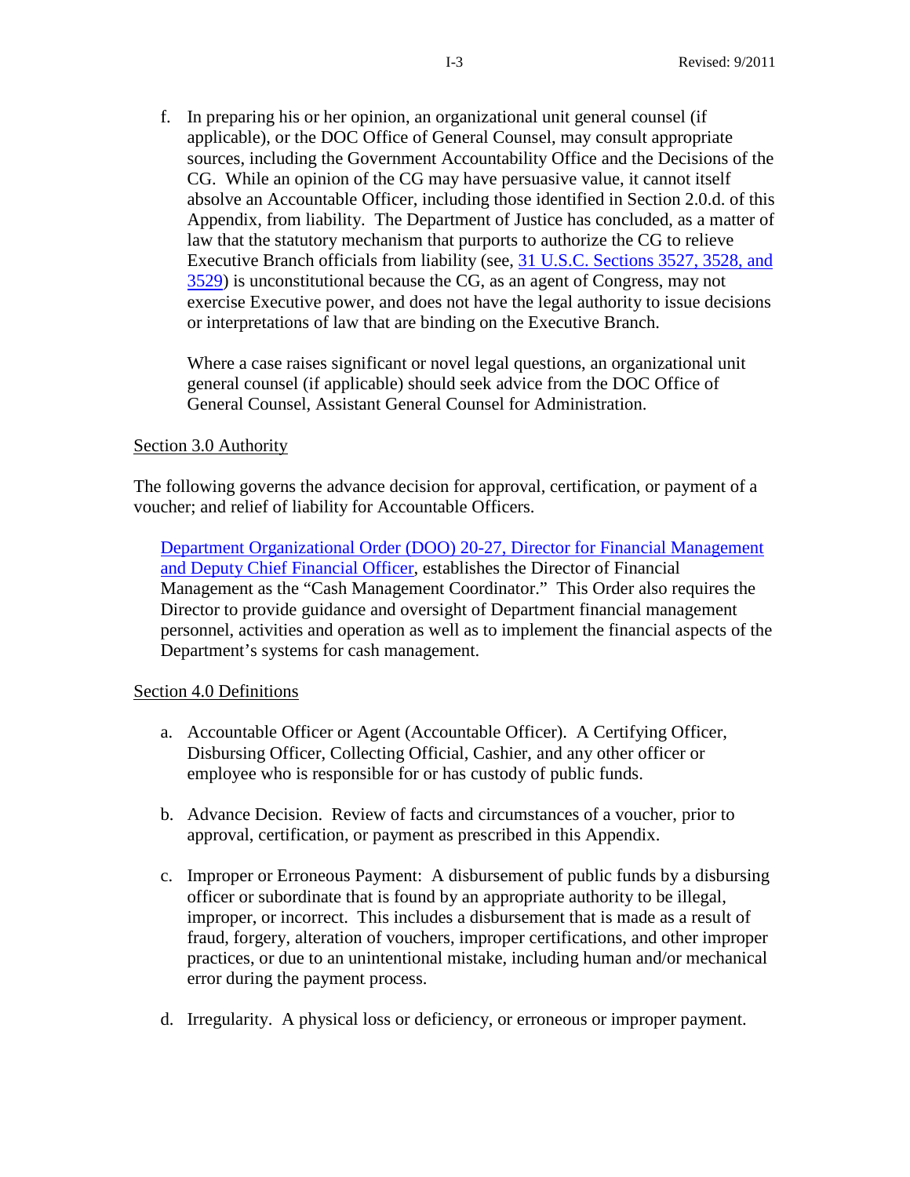f. In preparing his or her opinion, an organizational unit general counsel (if applicable), or the DOC Office of General Counsel, may consult appropriate sources, including the Government Accountability Office and the Decisions of the CG. While an opinion of the CG may have persuasive value, it cannot itself absolve an Accountable Officer, including those identified in Section 2.0.d. of this Appendix, from liability. The Department of Justice has concluded, as a matter of law that the statutory mechanism that purports to authorize the CG to relieve Executive Branch officials from liability (see, 31 U.S.C. Sections 3527, 3528, and 3529) is unconstitutional because the CG, as an agent of Congress, may not exercise Executive power, and does not have the legal authority to issue decisions or interpretations of law that are binding on the Executive Branch.

   Where a case raises significant or novel legal questions, an organizational unit general counsel (if applicable) should seek advice from the DOC Office of General Counsel, Assistant General Counsel for Administration.

## Section 3.0 Authority

The following governs the advance decision for approval, certification, or payment of a voucher; and relief of liability for Accountable Officers.

Department Organizational Order (DOO) 20-27, Director for Financial Management and Deputy Chief Financial Officer, establishes the Director of Financial Management as the "Cash Management Coordinator." This Order also requires the Director to provide guidance and oversight of Department financial management personnel, activities and operation as well as to implement the financial aspects of the Department's systems for cash management.

## Section 4.0 Definitions

a. Accountable Officer or Agent (Accountable Officer). A Certifying Officer, Disbursing Officer, Collecting Official, Cashier, and any other officer or employee who is responsible for or has custody of public funds.

b. Advance Decision. Review of facts and circumstances of a voucher, prior to approval, certification, or payment as prescribed in this Appendix.

c. Improper or Erroneous Payment: A disbursement of public funds by a disbursing officer or subordinate that is found by an appropriate authority to be illegal, improper, or incorrect. This includes a disbursement that is made as a result of fraud, forgery, alteration of vouchers, improper certifications, and other improper practices, or due to an unintentional mistake, including human and/or mechanical error during the payment process.

d. Irregularity. A physical loss or deficiency, or erroneous or improper payment.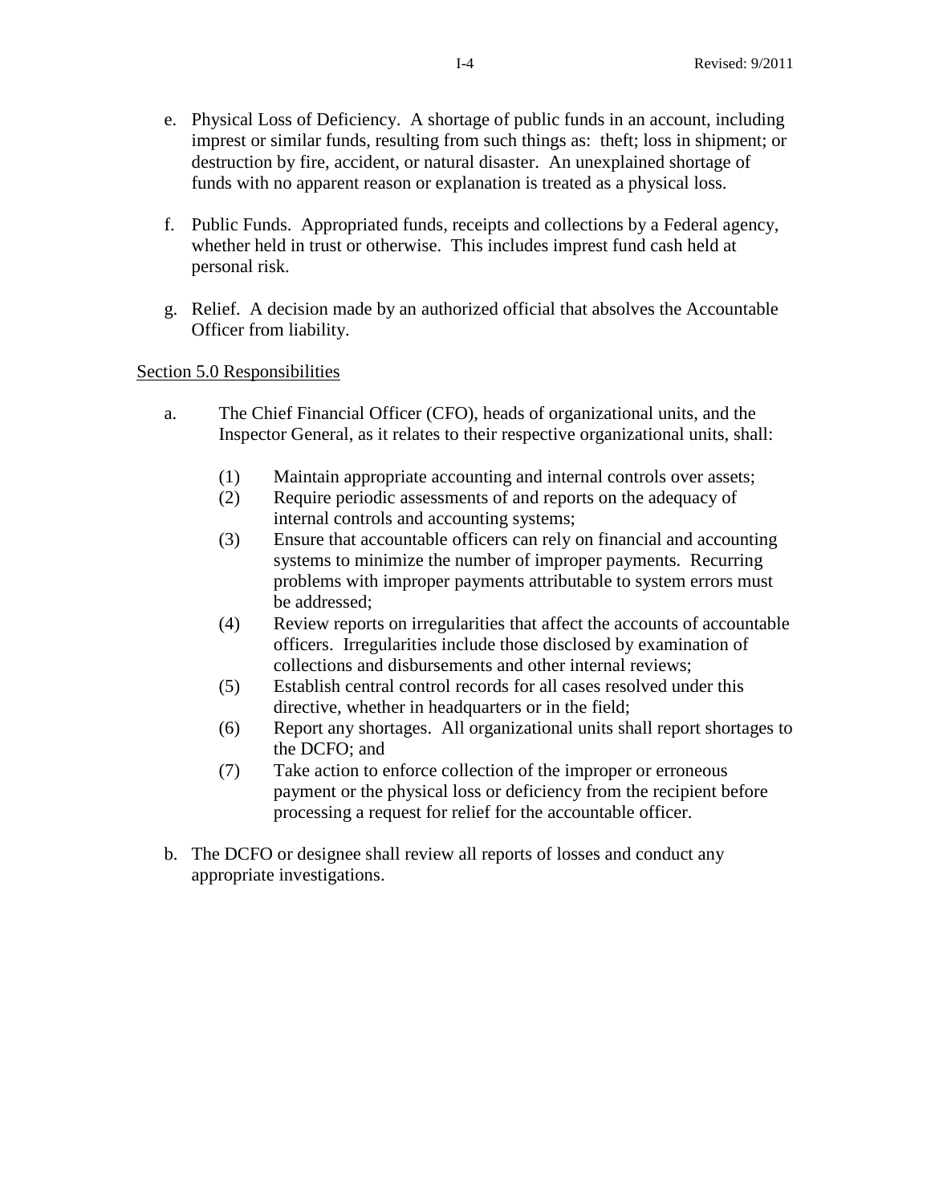e. Physical Loss of Deficiency. A shortage of public funds in an account, including imprest or similar funds, resulting from such things as: theft; loss in shipment; or destruction by fire, accident, or natural disaster. An unexplained shortage of funds with no apparent reason or explanation is treated as a physical loss.

f. Public Funds. Appropriated funds, receipts and collections by a Federal agency, whether held in trust or otherwise. This includes imprest fund cash held at personal risk.

g. Relief. A decision made by an authorized official that absolves the Accountable Officer from liability.

## Section 5.0 Responsibilities

a. The Chief Financial Officer (CFO), heads of organizational units, and the Inspector General, as it relates to their respective organizational units, shall:

   (1) Maintain appropriate accounting and internal controls over assets;
   (2) Require periodic assessments of and reports on the adequacy of internal controls and accounting systems;
   (3) Ensure that accountable officers can rely on financial and accounting systems to minimize the number of improper payments. Recurring problems with improper payments attributable to system errors must be addressed;
   (4) Review reports on irregularities that affect the accounts of accountable officers. Irregularities include those disclosed by examination of collections and disbursements and other internal reviews;
   (5) Establish central control records for all cases resolved under this directive, whether in headquarters or in the field;
   (6) Report any shortages. All organizational units shall report shortages to the DCFO; and
   (7) Take action to enforce collection of the improper or erroneous payment or the physical loss or deficiency from the recipient before processing a request for relief for the accountable officer.

b. The DCFO or designee shall review all reports of losses and conduct any appropriate investigations.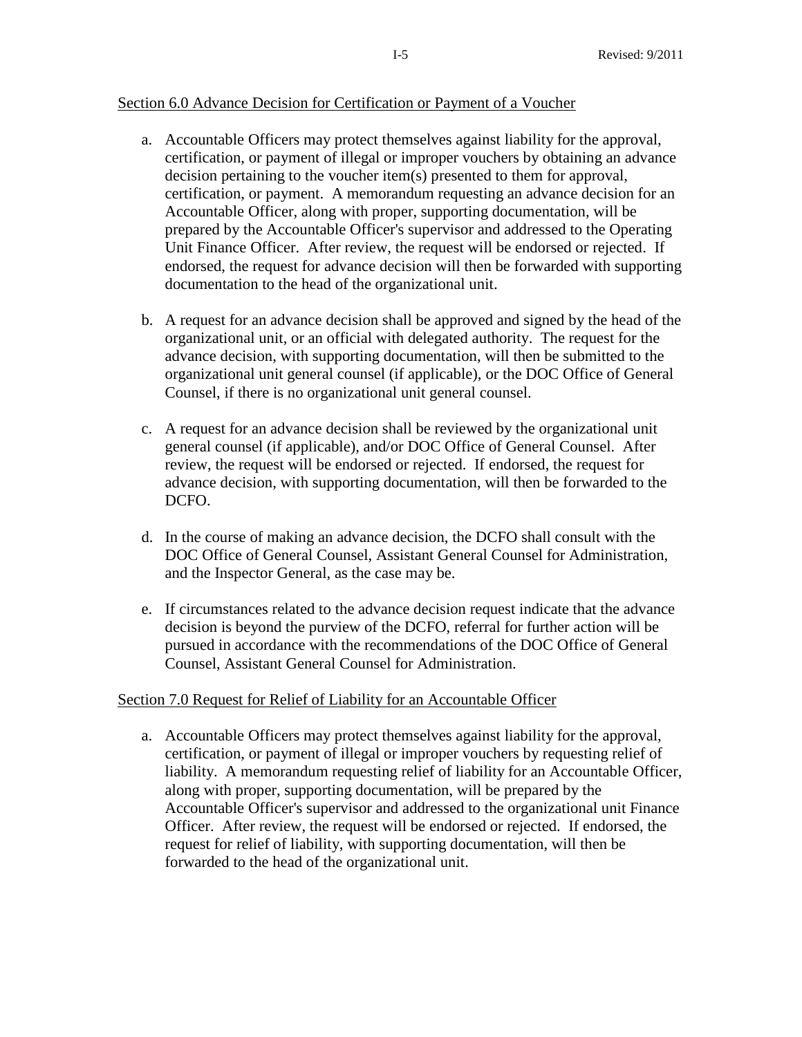## Section 6.0 Advance Decision for Certification or Payment of a Voucher

a. Accountable Officers may protect themselves against liability for the approval, certification, or payment of illegal or improper vouchers by obtaining an advance decision pertaining to the voucher item(s) presented to them for approval, certification, or payment. A memorandum requesting an advance decision for an Accountable Officer, along with proper, supporting documentation, will be prepared by the Accountable Officer's supervisor and addressed to the Operating Unit Finance Officer. After review, the request will be endorsed or rejected. If endorsed, the request for advance decision will then be forwarded with supporting documentation to the head of the organizational unit.

b. A request for an advance decision shall be approved and signed by the head of the organizational unit, or an official with delegated authority. The request for the advance decision, with supporting documentation, will then be submitted to the organizational unit general counsel (if applicable), or the DOC Office of General Counsel, if there is no organizational unit general counsel.

c. A request for an advance decision shall be reviewed by the organizational unit general counsel (if applicable), and/or DOC Office of General Counsel. After review, the request will be endorsed or rejected. If endorsed, the request for advance decision, with supporting documentation, will then be forwarded to the DCFO.

d. In the course of making an advance decision, the DCFO shall consult with the DOC Office of General Counsel, Assistant General Counsel for Administration, and the Inspector General, as the case may be.

e. If circumstances related to the advance decision request indicate that the advance decision is beyond the purview of the DCFO, referral for further action will be pursued in accordance with the recommendations of the DOC Office of General Counsel, Assistant General Counsel for Administration.

## Section 7.0 Request for Relief of Liability for an Accountable Officer

a. Accountable Officers may protect themselves against liability for the approval, certification, or payment of illegal or improper vouchers by requesting relief of liability. A memorandum requesting relief of liability for an Accountable Officer, along with proper, supporting documentation, will be prepared by the Accountable Officer's supervisor and addressed to the organizational unit Finance Officer. After review, the request will be endorsed or rejected. If endorsed, the request for relief of liability, with supporting documentation, will then be forwarded to the head of the organizational unit.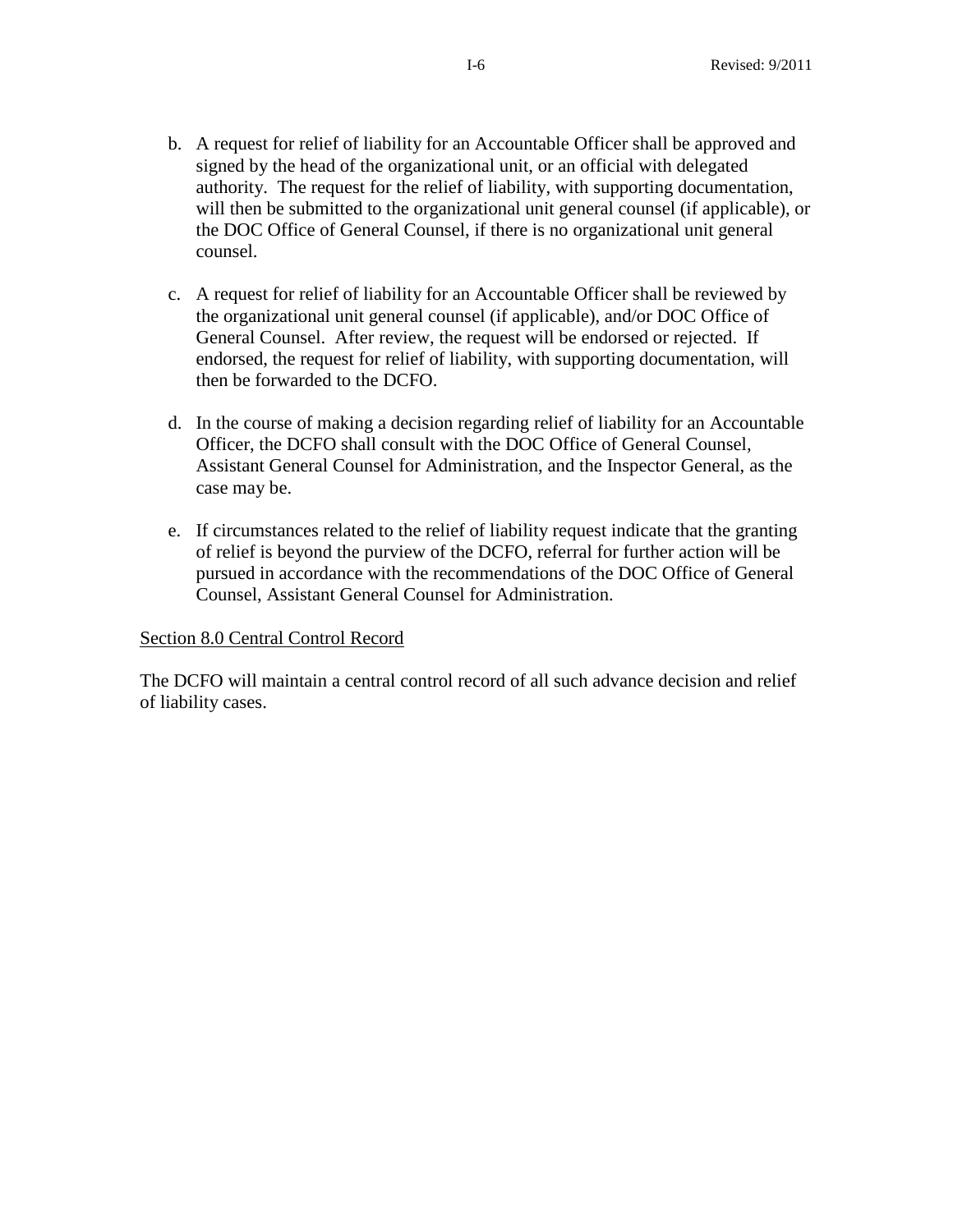b. A request for relief of liability for an Accountable Officer shall be approved and signed by the head of the organizational unit, or an official with delegated authority. The request for the relief of liability, with supporting documentation, will then be submitted to the organizational unit general counsel (if applicable), or the DOC Office of General Counsel, if there is no organizational unit general counsel.

c. A request for relief of liability for an Accountable Officer shall be reviewed by the organizational unit general counsel (if applicable), and/or DOC Office of General Counsel. After review, the request will be endorsed or rejected. If endorsed, the request for relief of liability, with supporting documentation, will then be forwarded to the DCFO.

d. In the course of making a decision regarding relief of liability for an Accountable Officer, the DCFO shall consult with the DOC Office of General Counsel, Assistant General Counsel for Administration, and the Inspector General, as the case may be.

e. If circumstances related to the relief of liability request indicate that the granting of relief is beyond the purview of the DCFO, referral for further action will be pursued in accordance with the recommendations of the DOC Office of General Counsel, Assistant General Counsel for Administration.

Section 8.0 Central Control Record

The DCFO will maintain a central control record of all such advance decision and relief of liability cases.